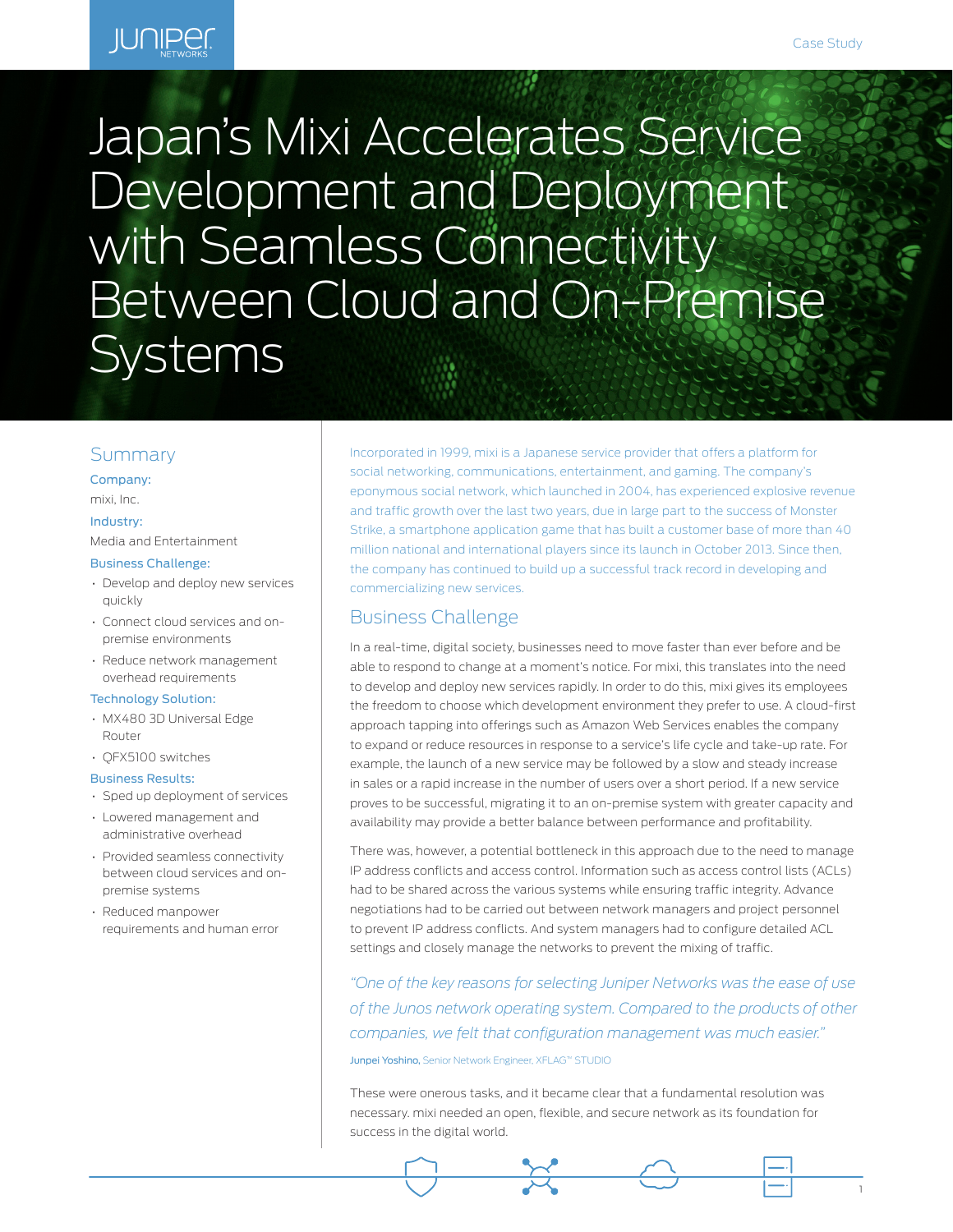# Japan's Mixi Accelerates Service Development and Deployment with Seamless Connectivity Between Cloud and On-Premise Systems

## Summary

**Company:**

mixi, Inc.

**Industry:**

Media and Entertainment

**Business Challenge:**

- Develop and deploy new services quickly
- Connect cloud services and on-premise environments
- Reduce network management overhead requirements

**Technology Solution:**

- MX480 3D Universal Edge Router
- QFX5100 switches

**Business Results:**

- Sped up deployment of services
- Lowered management and administrative overhead
- Provided seamless connectivity between cloud services and on-premise systems
- Reduced manpower requirements and human error

Incorporated in 1999, mixi is a Japanese service provider that offers a platform for social networking, communications, entertainment, and gaming. The company's eponymous social network, which launched in 2004, has experienced explosive revenue and traffic growth over the last two years, due in large part to the success of Monster Strike, a smartphone application game that has built a customer base of more than 40 million national and international players since its launch in October 2013. Since then, the company has continued to build up a successful track record in developing and commercializing new services.

## Business Challenge

In a real-time, digital society, businesses need to move faster than ever before and be able to respond to change at a moment's notice. For mixi, this translates into the need to develop and deploy new services rapidly. In order to do this, mixi gives its employees the freedom to choose which development environment they prefer to use. A cloud-first approach tapping into offerings such as Amazon Web Services enables the company to expand or reduce resources in response to a service's life cycle and take-up rate. For example, the launch of a new service may be followed by a slow and steady increase in sales or a rapid increase in the number of users over a short period. If a new service proves to be successful, migrating it to an on-premise system with greater capacity and availability may provide a better balance between performance and profitability.

There was, however, a potential bottleneck in this approach due to the need to manage IP address conflicts and access control. Information such as access control lists (ACLs) had to be shared across the various systems while ensuring traffic integrity. Advance negotiations had to be carried out between network managers and project personnel to prevent IP address conflicts. And system managers had to configure detailed ACL settings and closely manage the networks to prevent the mixing of traffic.

*"One of the key reasons for selecting Juniper Networks was the ease of use of the Junos network operating system. Compared to the products of other companies, we felt that configuration management was much easier."*

**Junpei Yoshino,** Senior Network Engineer, XFLAG™ STUDIO

These were onerous tasks, and it became clear that a fundamental resolution was necessary. mixi needed an open, flexible, and secure network as its foundation for success in the digital world.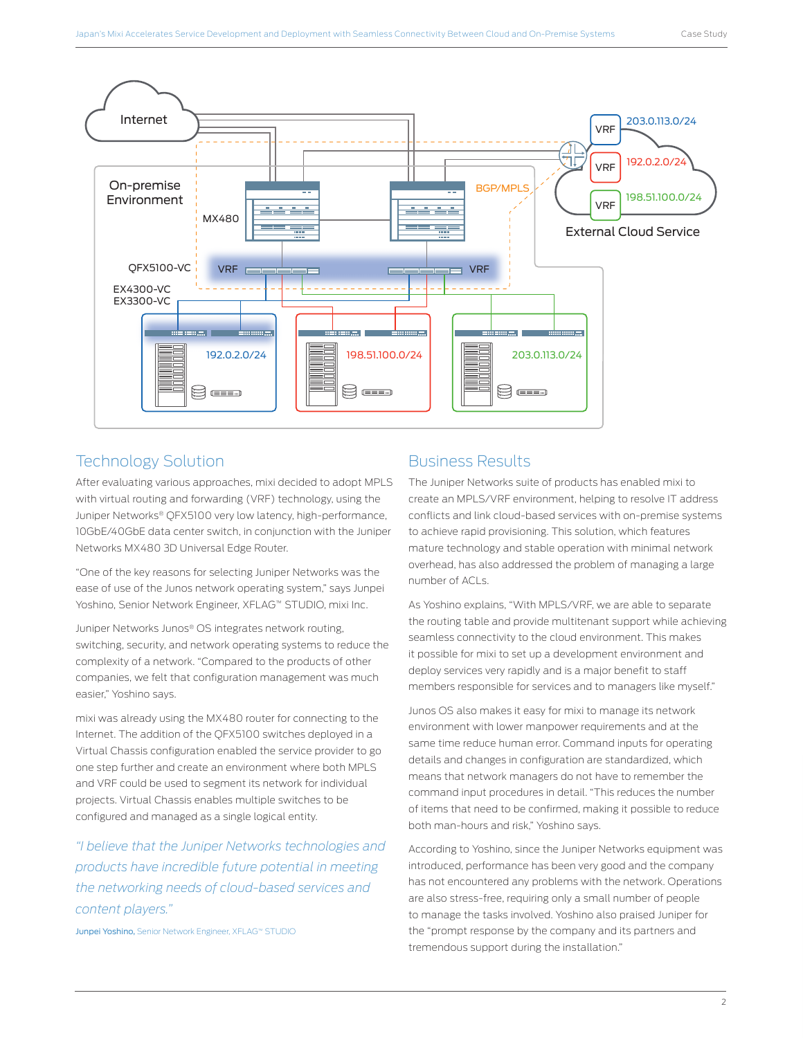## Technology Solution

After evaluating various approaches, mixi decided to adopt MPLS with virtual routing and forwarding (VRF) technology, using the Juniper Networks® QFX5100 very low latency, high-performance, 10GbE/40GbE data center switch, in conjunction with the Juniper Networks MX480 3D Universal Edge Router.

"One of the key reasons for selecting Juniper Networks was the ease of use of the Junos network operating system," says Junpei Yoshino, Senior Network Engineer, XFLAG™ STUDIO, mixi Inc.

Juniper Networks Junos® OS integrates network routing, switching, security, and network operating systems to reduce the complexity of a network. "Compared to the products of other companies, we felt that configuration management was much easier," Yoshino says.

mixi was already using the MX480 router for connecting to the Internet. The addition of the QFX5100 switches deployed in a Virtual Chassis configuration enabled the service provider to go one step further and create an environment where both MPLS and VRF could be used to segment its network for individual projects. Virtual Chassis enables multiple switches to be configured and managed as a single logical entity.

*"I believe that the Juniper Networks technologies and products have incredible future potential in meeting the networking needs of cloud-based services and content players."*

**Junpei Yoshino,** Senior Network Engineer, XFLAG™ STUDIO

## Business Results

The Juniper Networks suite of products has enabled mixi to create an MPLS/VRF environment, helping to resolve IT address conflicts and link cloud-based services with on-premise systems to achieve rapid provisioning. This solution, which features mature technology and stable operation with minimal network overhead, has also addressed the problem of managing a large number of ACLs.

As Yoshino explains, "With MPLS/VRF, we are able to separate the routing table and provide multitenant support while achieving seamless connectivity to the cloud environment. This makes it possible for mixi to set up a development environment and deploy services very rapidly and is a major benefit to staff members responsible for services and to managers like myself."

Junos OS also makes it easy for mixi to manage its network environment with lower manpower requirements and at the same time reduce human error. Command inputs for operating details and changes in configuration are standardized, which means that network managers do not have to remember the command input procedures in detail. "This reduces the number of items that need to be confirmed, making it possible to reduce both man-hours and risk," Yoshino says.

According to Yoshino, since the Juniper Networks equipment was introduced, performance has been very good and the company has not encountered any problems with the network. Operations are also stress-free, requiring only a small number of people to manage the tasks involved. Yoshino also praised Juniper for the "prompt response by the company and its partners and tremendous support during the installation."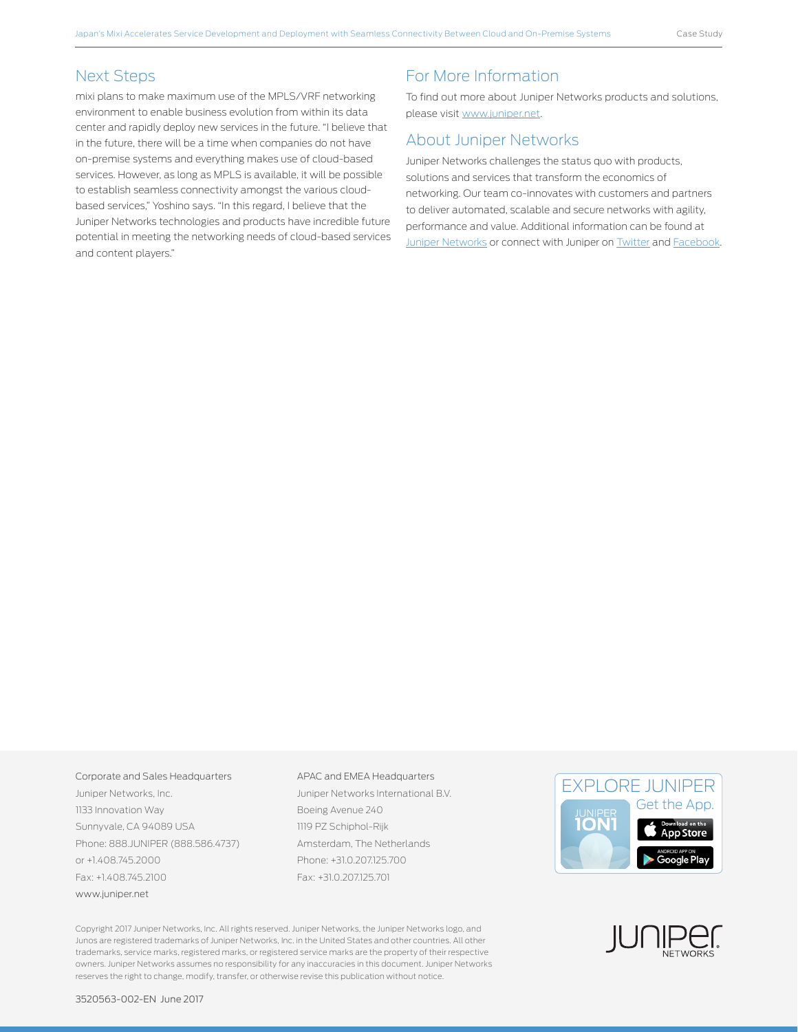## Next Steps

mixi plans to make maximum use of the MPLS/VRF networking environment to enable business evolution from within its data center and rapidly deploy new services in the future. "I believe that in the future, there will be a time when companies do not have on-premise systems and everything makes use of cloud-based services. However, as long as MPLS is available, it will be possible to establish seamless connectivity amongst the various cloud-based services," Yoshino says. "In this regard, I believe that the Juniper Networks technologies and products have incredible future potential in meeting the networking needs of cloud-based services and content players."

## For More Information

To find out more about Juniper Networks products and solutions, please visit www.juniper.net.

## About Juniper Networks

Juniper Networks challenges the status quo with products, solutions and services that transform the economics of networking. Our team co-innovates with customers and partners to deliver automated, scalable and secure networks with agility, performance and value. Additional information can be found at Juniper Networks or connect with Juniper on Twitter and Facebook.

Corporate and Sales Headquarters
Juniper Networks, Inc.
1133 Innovation Way
Sunnyvale, CA 94089 USA
Phone: 888.JUNIPER (888.586.4737)
or +1.408.745.2000
Fax: +1.408.745.2100
www.juniper.net

APAC and EMEA Headquarters
Juniper Networks International B.V.
Boeing Avenue 240
1119 PZ Schiphol-Rijk
Amsterdam, The Netherlands
Phone: +31.0.207.125.700
Fax: +31.0.207.125.701

EXPLORE JUNIPER
Get the App.

Copyright 2017 Juniper Networks, Inc. All rights reserved. Juniper Networks, the Juniper Networks logo, and Junos are registered trademarks of Juniper Networks, Inc. in the United States and other countries. All other trademarks, service marks, registered marks, or registered service marks are the property of their respective owners. Juniper Networks assumes no responsibility for any inaccuracies in this document. Juniper Networks reserves the right to change, modify, transfer, or otherwise revise this publication without notice.

3520563-002-EN June 2017